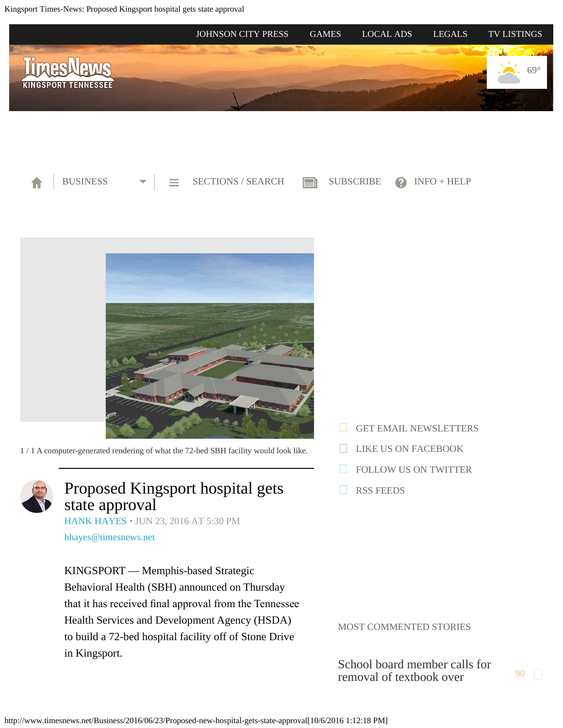JOHNSON CITY PRESS | GAMES | LOCAL ADS | LEGALS | TV LISTINGS

TimesNews KINGSPORT TENNESSEE

69°

BUSINESS | SECTIONS / SEARCH | SUBSCRIBE | INFO + HELP

1 / 1 A computer-generated rendering of what the 72-bed SBH facility would look like.

# Proposed Kingsport hospital gets state approval

HANK HAYES • JUN 23, 2016 AT 5:30 PM

hhayes@timesnews.net

KINGSPORT — Memphis-based Strategic Behavioral Health (SBH) announced on Thursday that it has received final approval from the Tennessee Health Services and Development Agency (HSDA) to build a 72-bed hospital facility off of Stone Drive in Kingsport.

GET EMAIL NEWSLETTERS

LIKE US ON FACEBOOK

FOLLOW US ON TWITTER

RSS FEEDS

MOST COMMENTED STORIES

School board member calls for removal of textbook over 90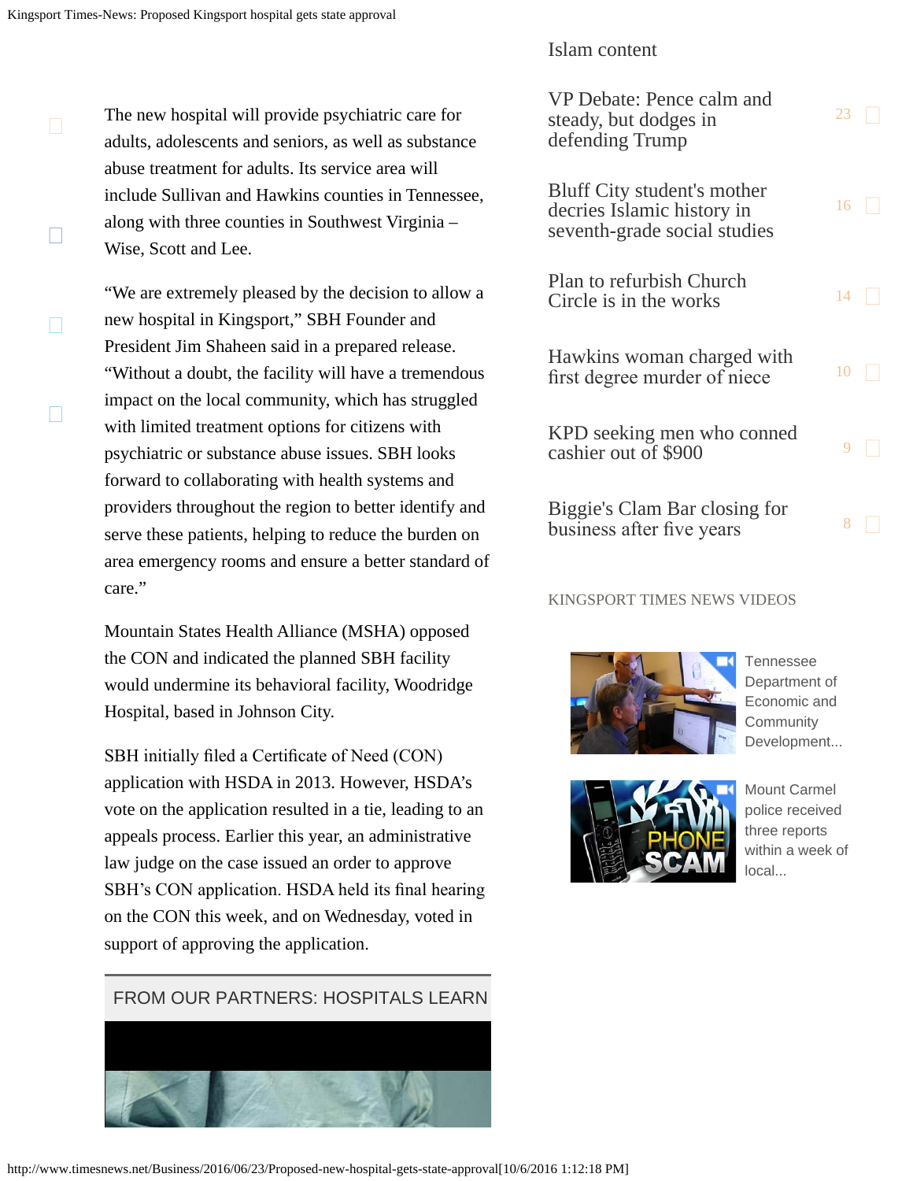The new hospital will provide psychiatric care for adults, adolescents and seniors, as well as substance abuse treatment for adults. Its service area will include Sullivan and Hawkins counties in Tennessee, along with three counties in Southwest Virginia – Wise, Scott and Lee.

"We are extremely pleased by the decision to allow a new hospital in Kingsport," SBH Founder and President Jim Shaheen said in a prepared release. "Without a doubt, the facility will have a tremendous impact on the local community, which has struggled with limited treatment options for citizens with psychiatric or substance abuse issues. SBH looks forward to collaborating with health systems and providers throughout the region to better identify and serve these patients, helping to reduce the burden on area emergency rooms and ensure a better standard of care."

Mountain States Health Alliance (MSHA) opposed the CON and indicated the planned SBH facility would undermine its behavioral facility, Woodridge Hospital, based in Johnson City.

SBH initially filed a Certificate of Need (CON) application with HSDA in 2013. However, HSDA's vote on the application resulted in a tie, leading to an appeals process. Earlier this year, an administrative law judge on the case issued an order to approve SBH's CON application. HSDA held its final hearing on the CON this week, and on Wednesday, voted in support of approving the application.

FROM OUR PARTNERS: HOSPITALS LEARN

Islam content

VP Debate: Pence calm and steady, but dodges in defending Trump 23

Bluff City student's mother decries Islamic history in seventh-grade social studies 16

Plan to refurbish Church Circle is in the works 14

Hawkins woman charged with first degree murder of niece 10

KPD seeking men who conned cashier out of $900 9

Biggie's Clam Bar closing for business after five years 8

KINGSPORT TIMES NEWS VIDEOS

Tennessee Department of Economic and Community Development...

Mount Carmel police received three reports within a week of local...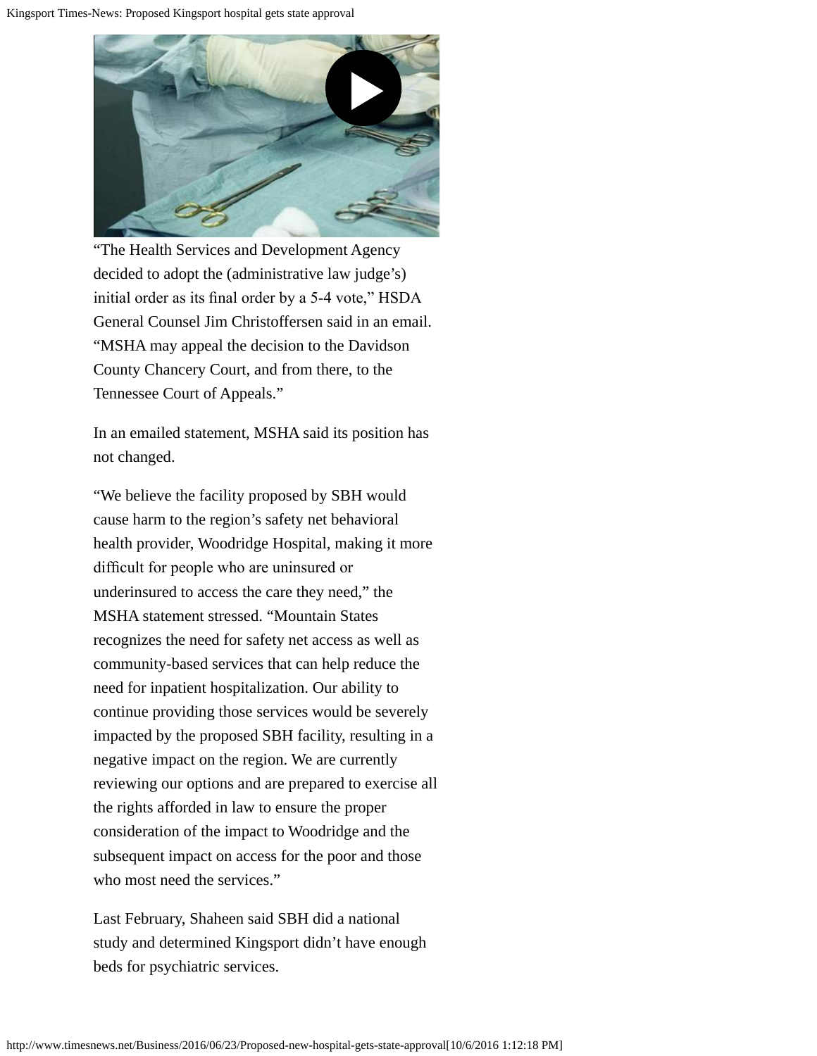"The Health Services and Development Agency decided to adopt the (administrative law judge's) initial order as its final order by a 5-4 vote," HSDA General Counsel Jim Christoffersen said in an email. "MSHA may appeal the decision to the Davidson County Chancery Court, and from there, to the Tennessee Court of Appeals."

In an emailed statement, MSHA said its position has not changed.

"We believe the facility proposed by SBH would cause harm to the region's safety net behavioral health provider, Woodridge Hospital, making it more difficult for people who are uninsured or underinsured to access the care they need," the MSHA statement stressed. "Mountain States recognizes the need for safety net access as well as community-based services that can help reduce the need for inpatient hospitalization. Our ability to continue providing those services would be severely impacted by the proposed SBH facility, resulting in a negative impact on the region. We are currently reviewing our options and are prepared to exercise all the rights afforded in law to ensure the proper consideration of the impact to Woodridge and the subsequent impact on access for the poor and those who most need the services."

Last February, Shaheen said SBH did a national study and determined Kingsport didn't have enough beds for psychiatric services.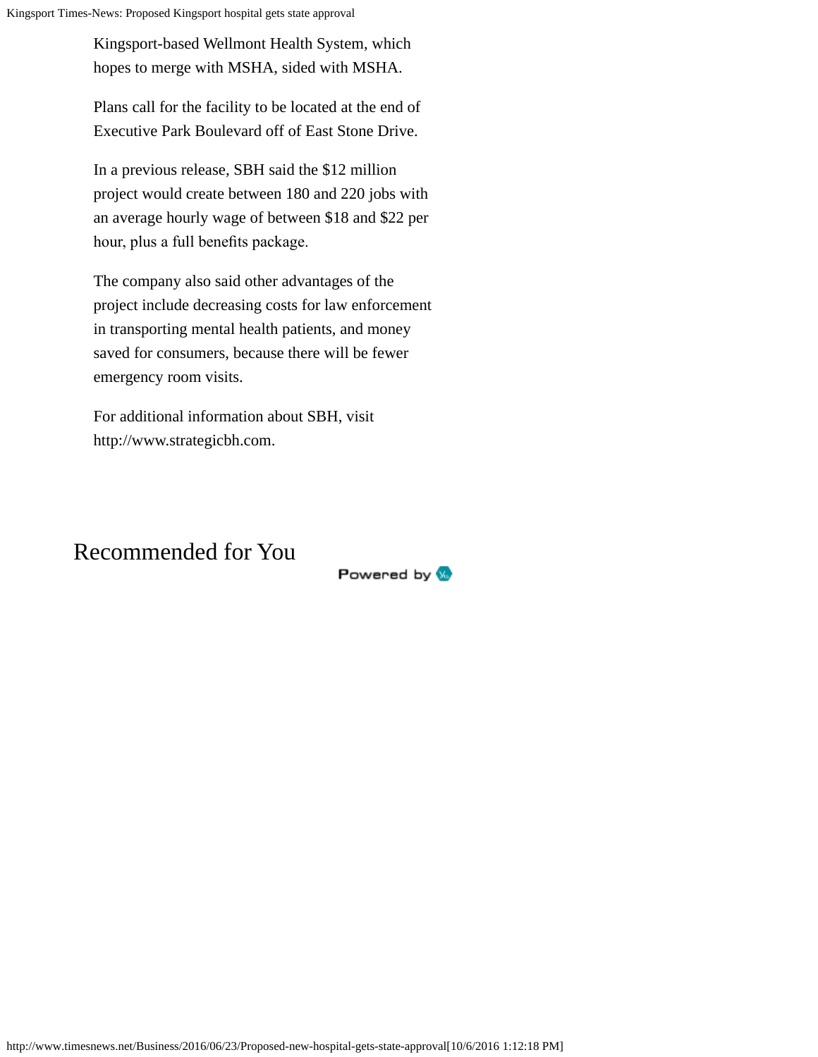Kingsport-based Wellmont Health System, which hopes to merge with MSHA, sided with MSHA.

Plans call for the facility to be located at the end of Executive Park Boulevard off of East Stone Drive.

In a previous release, SBH said the $12 million project would create between 180 and 220 jobs with an average hourly wage of between $18 and $22 per hour, plus a full benefits package.

The company also said other advantages of the project include decreasing costs for law enforcement in transporting mental health patients, and money saved for consumers, because there will be fewer emergency room visits.

For additional information about SBH, visit http://www.strategicbh.com.

## Recommended for You

Powered by